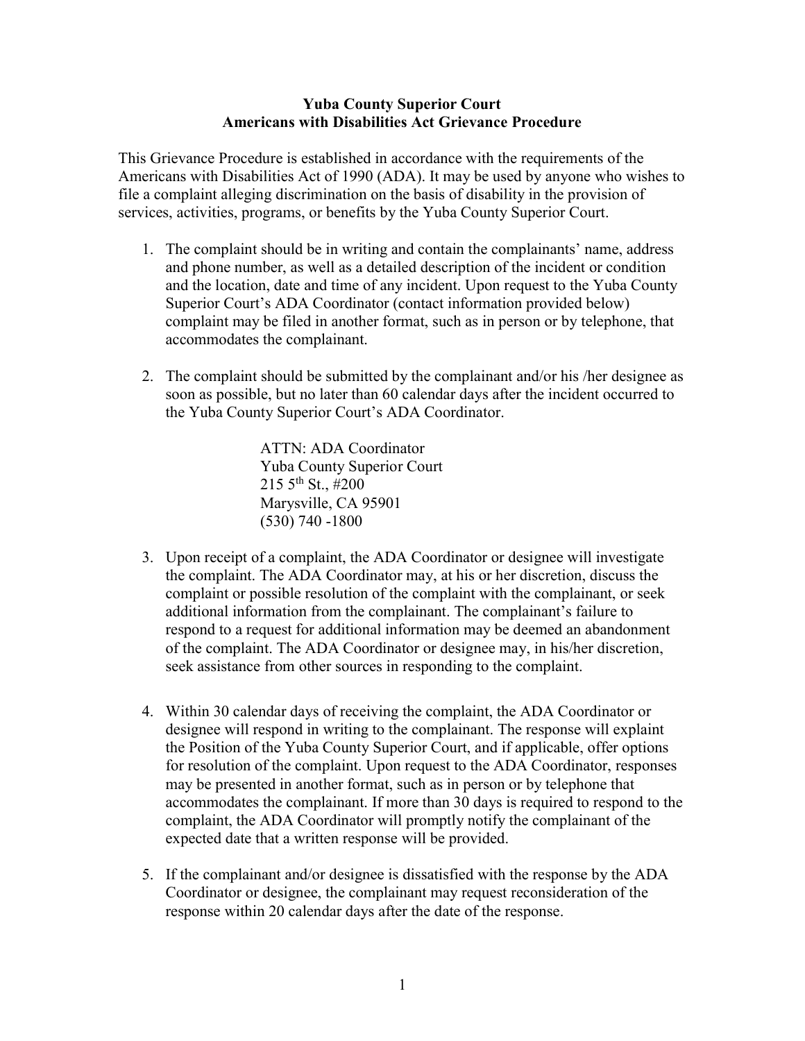**Yuba County Superior Court**
**Americans with Disabilities Act Grievance Procedure**

This Grievance Procedure is established in accordance with the requirements of the Americans with Disabilities Act of 1990 (ADA). It may be used by anyone who wishes to file a complaint alleging discrimination on the basis of disability in the provision of services, activities, programs, or benefits by the Yuba County Superior Court.

1. The complaint should be in writing and contain the complainants' name, address and phone number, as well as a detailed description of the incident or condition and the location, date and time of any incident. Upon request to the Yuba County Superior Court's ADA Coordinator (contact information provided below) complaint may be filed in another format, such as in person or by telephone, that accommodates the complainant.

2. The complaint should be submitted by the complainant and/or his /her designee as soon as possible, but no later than 60 calendar days after the incident occurred to the Yuba County Superior Court's ADA Coordinator.

   ATTN: ADA Coordinator
   Yuba County Superior Court
   215 5th St., #200
   Marysville, CA 95901
   (530) 740 -1800

3. Upon receipt of a complaint, the ADA Coordinator or designee will investigate the complaint. The ADA Coordinator may, at his or her discretion, discuss the complaint or possible resolution of the complaint with the complainant, or seek additional information from the complainant. The complainant's failure to respond to a request for additional information may be deemed an abandonment of the complaint. The ADA Coordinator or designee may, in his/her discretion, seek assistance from other sources in responding to the complaint.

4. Within 30 calendar days of receiving the complaint, the ADA Coordinator or designee will respond in writing to the complainant. The response will explaint the Position of the Yuba County Superior Court, and if applicable, offer options for resolution of the complaint. Upon request to the ADA Coordinator, responses may be presented in another format, such as in person or by telephone that accommodates the complainant. If more than 30 days is required to respond to the complaint, the ADA Coordinator will promptly notify the complainant of the expected date that a written response will be provided.

5. If the complainant and/or designee is dissatisfied with the response by the ADA Coordinator or designee, the complainant may request reconsideration of the response within 20 calendar days after the date of the response.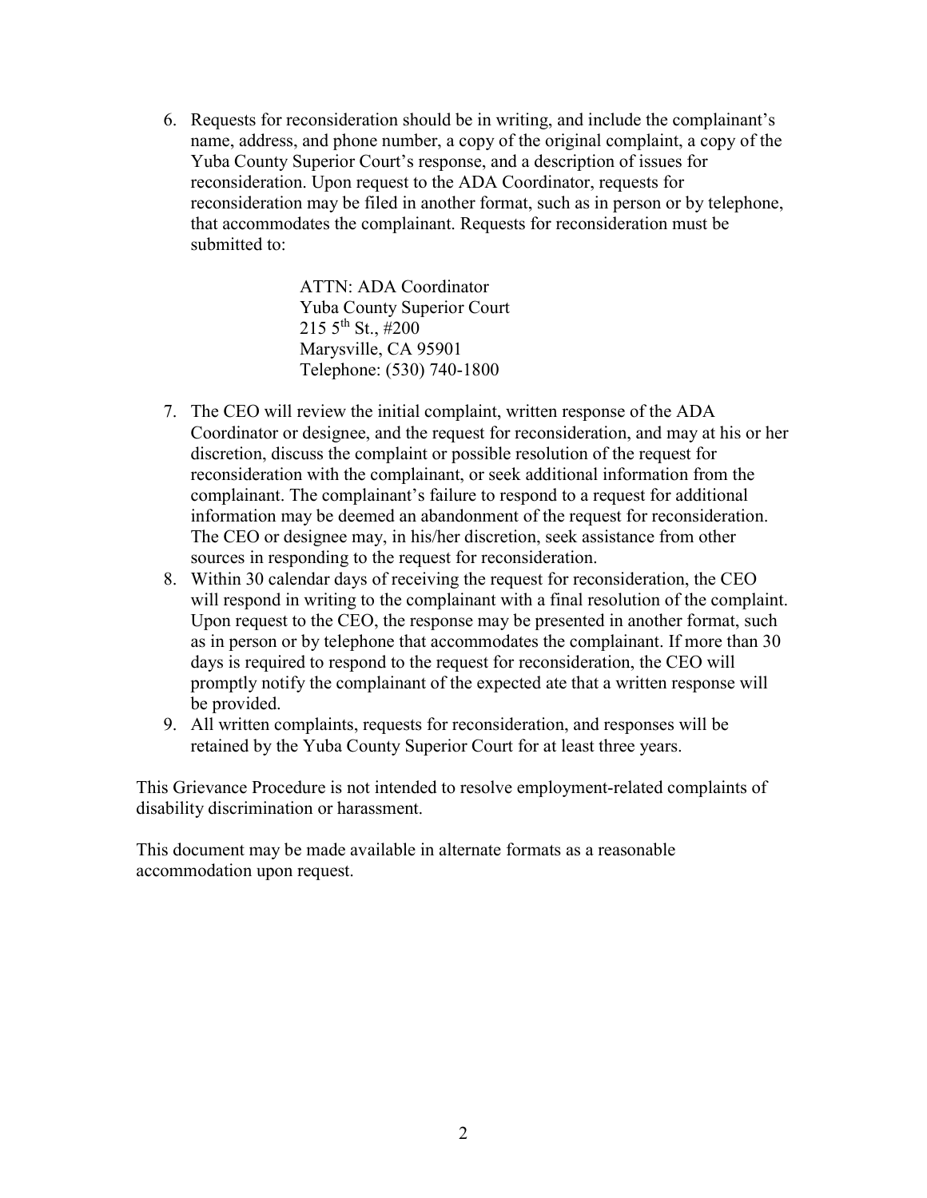6. Requests for reconsideration should be in writing, and include the complainant's name, address, and phone number, a copy of the original complaint, a copy of the Yuba County Superior Court's response, and a description of issues for reconsideration. Upon request to the ADA Coordinator, requests for reconsideration may be filed in another format, such as in person or by telephone, that accommodates the complainant. Requests for reconsideration must be submitted to:

   ATTN: ADA Coordinator  
   Yuba County Superior Court  
   215 5th St., #200  
   Marysville, CA 95901  
   Telephone: (530) 740-1800

7. The CEO will review the initial complaint, written response of the ADA Coordinator or designee, and the request for reconsideration, and may at his or her discretion, discuss the complaint or possible resolution of the request for reconsideration with the complainant, or seek additional information from the complainant. The complainant's failure to respond to a request for additional information may be deemed an abandonment of the request for reconsideration. The CEO or designee may, in his/her discretion, seek assistance from other sources in responding to the request for reconsideration.
8. Within 30 calendar days of receiving the request for reconsideration, the CEO will respond in writing to the complainant with a final resolution of the complaint. Upon request to the CEO, the response may be presented in another format, such as in person or by telephone that accommodates the complainant. If more than 30 days is required to respond to the request for reconsideration, the CEO will promptly notify the complainant of the expected ate that a written response will be provided.
9. All written complaints, requests for reconsideration, and responses will be retained by the Yuba County Superior Court for at least three years.

This Grievance Procedure is not intended to resolve employment-related complaints of disability discrimination or harassment.

This document may be made available in alternate formats as a reasonable accommodation upon request.